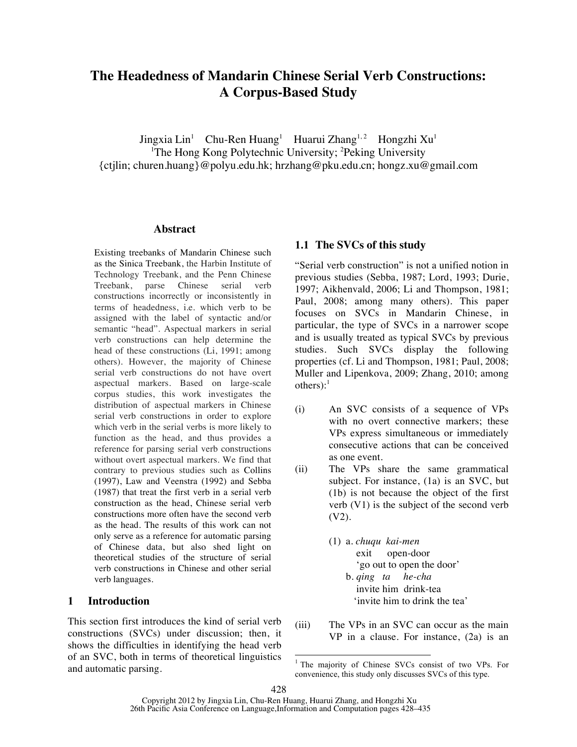# The Headedness of Mandarin Chinese Serial Verb Constructions: A Corpus-Based Study

Jingxia Lin[1] Chu-Ren Huang[1] Huarui Zhang[1,2] Hongzhi Xu[1]

[1]The Hong Kong Polytechnic University; [2]Peking University

{ctjlin; churen.huang}@polyu.edu.hk; hrzhang@pku.edu.cn; hongz.xu@gmail.com

## Abstract

Existing treebanks of Mandarin Chinese such as the Sinica Treebank, the Harbin Institute of Technology Treebank, and the Penn Chinese Treebank, parse Chinese serial verb constructions incorrectly or inconsistently in terms of headedness, i.e. which verb to be assigned with the label of syntactic and/or semantic "head". Aspectual markers in serial verb constructions can help determine the head of these constructions (Li, 1991; among others). However, the majority of Chinese serial verb constructions do not have overt aspectual markers. Based on large-scale corpus studies, this work investigates the distribution of aspectual markers in Chinese serial verb constructions in order to explore which verb in the serial verbs is more likely to function as the head, and thus provides a reference for parsing serial verb constructions without overt aspectual markers. We find that contrary to previous studies such as Collins (1997), Law and Veenstra (1992) and Sebba (1987) that treat the first verb in a serial verb construction as the head, Chinese serial verb constructions more often have the second verb as the head. The results of this work can not only serve as a reference for automatic parsing of Chinese data, but also shed light on theoretical studies of the structure of serial verb constructions in Chinese and other serial verb languages.

## 1 Introduction

This section first introduces the kind of serial verb constructions (SVCs) under discussion; then, it shows the difficulties in identifying the head verb of an SVC, both in terms of theoretical linguistics and automatic parsing.

### 1.1 The SVCs of this study

"Serial verb construction" is not a unified notion in previous studies (Sebba, 1987; Lord, 1993; Durie, 1997; Aikhenvald, 2006; Li and Thompson, 1981; Paul, 2008; among many others). This paper focuses on SVCs in Mandarin Chinese, in particular, the type of SVCs in a narrower scope and is usually treated as typical SVCs by previous studies. Such SVCs display the following properties (cf. Li and Thompson, 1981; Paul, 2008; Muller and Lipenkova, 2009; Zhang, 2010; among others):[1]

(i) An SVC consists of a sequence of VPs with no overt connective markers; these VPs express simultaneous or immediately consecutive actions that can be conceived as one event.

(ii) The VPs share the same grammatical subject. For instance, (1a) is an SVC, but (1b) is not because the object of the first verb (V1) is the subject of the second verb (V2).

(1) a. *chuqu kai-men*
 exit open-door
 'go out to open the door'
 b. *qing ta he-cha*
 invite him drink-tea
 'invite him to drink the tea'

(iii) The VPs in an SVC can occur as the main VP in a clause. For instance, (2a) is an

[1] The majority of Chinese SVCs consist of two VPs. For convenience, this study only discusses SVCs of this type.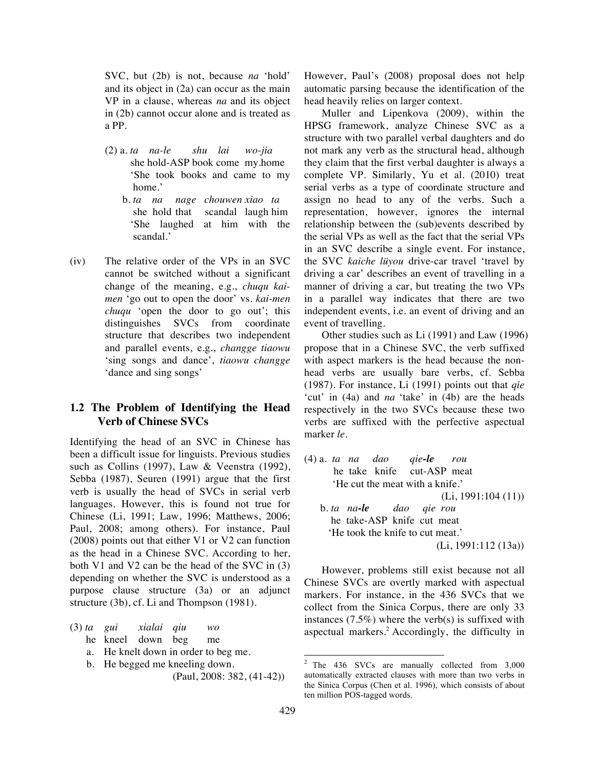SVC, but (2b) is not, because *na* 'hold' and its object in (2a) can occur as the main VP in a clause, whereas *na* and its object in (2b) cannot occur alone and is treated as a PP.

(2) a. *ta na-le shu lai wo-jia*
she hold-ASP book come my.home
'She took books and came to my home.'

b. *ta na nage chouwen xiao ta*
she hold that scandal laugh him
'She laughed at him with the scandal.'

(iv) The relative order of the VPs in an SVC cannot be switched without a significant change of the meaning, e.g., *chuqu kai-men* 'go out to open the door' vs. *kai-men chuqu* 'open the door to go out'; this distinguishes SVCs from coordinate structure that describes two independent and parallel events, e.g., *changge tiaowu* 'sing songs and dance', *tiaowu changge* 'dance and sing songs'

## 1.2 The Problem of Identifying the Head Verb of Chinese SVCs

Identifying the head of an SVC in Chinese has been a difficult issue for linguists. Previous studies such as Collins (1997), Law & Veenstra (1992), Sebba (1987), Seuren (1991) argue that the first verb is usually the head of SVCs in serial verb languages. However, this is found not true for Chinese (Li, 1991; Law, 1996; Matthews, 2006; Paul, 2008; among others). For instance, Paul (2008) points out that either V1 or V2 can function as the head in a Chinese SVC. According to her, both V1 and V2 can be the head of the SVC in (3) depending on whether the SVC is understood as a purpose clause structure (3a) or an adjunct structure (3b), cf. Li and Thompson (1981).

(3) *ta gui xialai qiu wo*
he kneel down beg me

a. He knelt down in order to beg me.
b. He begged me kneeling down.

(Paul, 2008: 382, (41-42))

However, Paul's (2008) proposal does not help automatic parsing because the identification of the head heavily relies on larger context.

Muller and Lipenkova (2009), within the HPSG framework, analyze Chinese SVC as a structure with two parallel verbal daughters and do not mark any verb as the structural head, although they claim that the first verbal daughter is always a complete VP. Similarly, Yu et al. (2010) treat serial verbs as a type of coordinate structure and assign no head to any of the verbs. Such a representation, however, ignores the internal relationship between the (sub)events described by the serial VPs as well as the fact that the serial VPs in an SVC describe a single event. For instance, the SVC *kaiche lüyou* drive-car travel 'travel by driving a car' describes an event of travelling in a manner of driving a car, but treating the two VPs in a parallel way indicates that there are two independent events, i.e. an event of driving and an event of travelling.

Other studies such as Li (1991) and Law (1996) propose that in a Chinese SVC, the verb suffixed with aspect markers is the head because the non-head verbs are usually bare verbs, cf. Sebba (1987). For instance, Li (1991) points out that *qie* 'cut' in (4a) and *na* 'take' in (4b) are the heads respectively in the two SVCs because these two verbs are suffixed with the perfective aspectual marker *le*.

(4) a. *ta na dao qie-**le** rou*
he take knife cut-ASP meat
'He cut the meat with a knife.'

(Li, 1991:104 (11))

b. *ta na-**le** dao qie rou*
he take-ASP knife cut meat
'He took the knife to cut meat.'

(Li, 1991:112 (13a))

However, problems still exist because not all Chinese SVCs are overtly marked with aspectual markers. For instance, in the 436 SVCs that we collect from the Sinica Corpus, there are only 33 instances (7.5%) where the verb(s) is suffixed with aspectual markers.[2] Accordingly, the difficulty in

[2] The 436 SVCs are manually collected from 3,000 automatically extracted clauses with more than two verbs in the Sinica Corpus (Chen et al. 1996), which consists of about ten million POS-tagged words.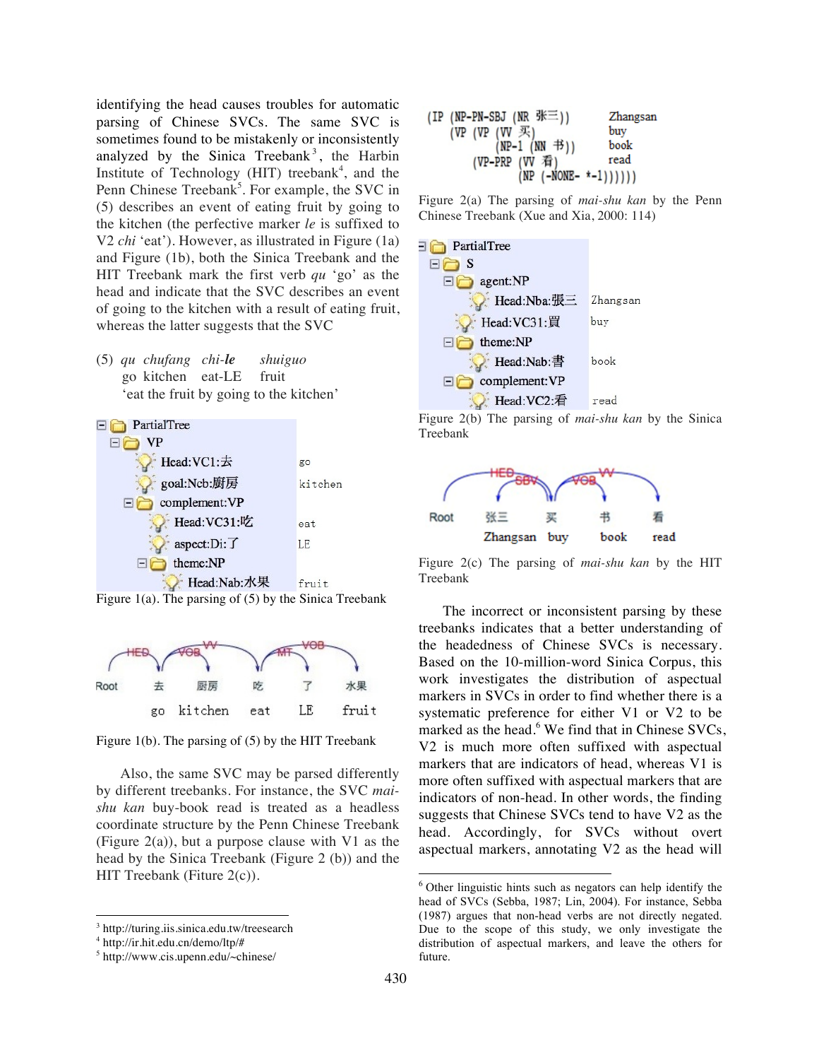identifying the head causes troubles for automatic parsing of Chinese SVCs. The same SVC is sometimes found to be mistakenly or inconsistently analyzed by the Sinica Treebank[3], the Harbin Institute of Technology (HIT) treebank[4], and the Penn Chinese Treebank[5]. For example, the SVC in (5) describes an event of eating fruit by going to the kitchen (the perfective marker *le* is suffixed to V2 *chi* 'eat'). However, as illustrated in Figure (1a) and Figure (1b), both the Sinica Treebank and the HIT Treebank mark the first verb *qu* 'go' as the head and indicate that the SVC describes an event of going to the kitchen with a result of eating fruit, whereas the latter suggests that the SVC

(5) *qu chufang chi-**le** shuiguo*
go kitchen eat-LE fruit
'eat the fruit by going to the kitchen'

```
PartialTree
  VP
    Head:VC1:去            go
    goal:Ncb:廚房          kitchen
    complement:VP
      Head:VC31:吃         eat
      aspect:Di:了         LE
      theme:NP
        Head:Nab:水果      fruit
```

Figure 1(a). The parsing of (5) by the Sinica Treebank

```
Root  去   厨房     吃   了   水果
      go   kitchen  eat  LE   fruit
(arcs: HED, VOB, VV, MT, VOB)
```

Figure 1(b). The parsing of (5) by the HIT Treebank

Also, the same SVC may be parsed differently by different treebanks. For instance, the SVC *mai-shu kan* buy-book read is treated as a headless coordinate structure by the Penn Chinese Treebank (Figure 2(a)), but a purpose clause with V1 as the head by the Sinica Treebank (Figure 2 (b)) and the HIT Treebank (Fiture 2(c)).

```
(IP (NP-PN-SBJ (NR 张三))          Zhangsan
    (VP (VP (VV 买)                buy
            (NP-1 (NN 书))         book
        (VP-PRP (VV 看)            read
            (NP (-NONE- *-1))))))
```

Figure 2(a) The parsing of *mai-shu kan* by the Penn Chinese Treebank (Xue and Xia, 2000: 114)

```
PartialTree
  S
    agent:NP
      Head:Nba:張三        Zhangsan
    Head:VC31:買           buy
    theme:NP
      Head:Nab:書          book
    complement:VP
      Head:VC2:看          read
```

Figure 2(b) The parsing of *mai-shu kan* by the Sinica Treebank

```
Root  张三      买   书    看
      Zhangsan  buy  book  read
(arcs: HED, SBV, VOB, VV)
```

Figure 2(c) The parsing of *mai-shu kan* by the HIT Treebank

The incorrect or inconsistent parsing by these treebanks indicates that a better understanding of the headedness of Chinese SVCs is necessary. Based on the 10-million-word Sinica Corpus, this work investigates the distribution of aspectual markers in SVCs in order to find whether there is a systematic preference for either V1 or V2 to be marked as the head.[6] We find that in Chinese SVCs, V2 is much more often suffixed with aspectual markers that are indicators of head, whereas V1 is more often suffixed with aspectual markers that are indicators of non-head. In other words, the finding suggests that Chinese SVCs tend to have V2 as the head. Accordingly, for SVCs without overt aspectual markers, annotating V2 as the head will

---

[3] http://turing.iis.sinica.edu.tw/treesearch
[4] http://ir.hit.edu.cn/demo/ltp/#
[5] http://www.cis.upenn.edu/~chinese/

[6] Other linguistic hints such as negators can help identify the head of SVCs (Sebba, 1987; Lin, 2004). For instance, Sebba (1987) argues that non-head verbs are not directly negated. Due to the scope of this study, we only investigate the distribution of aspectual markers, and leave the others for future.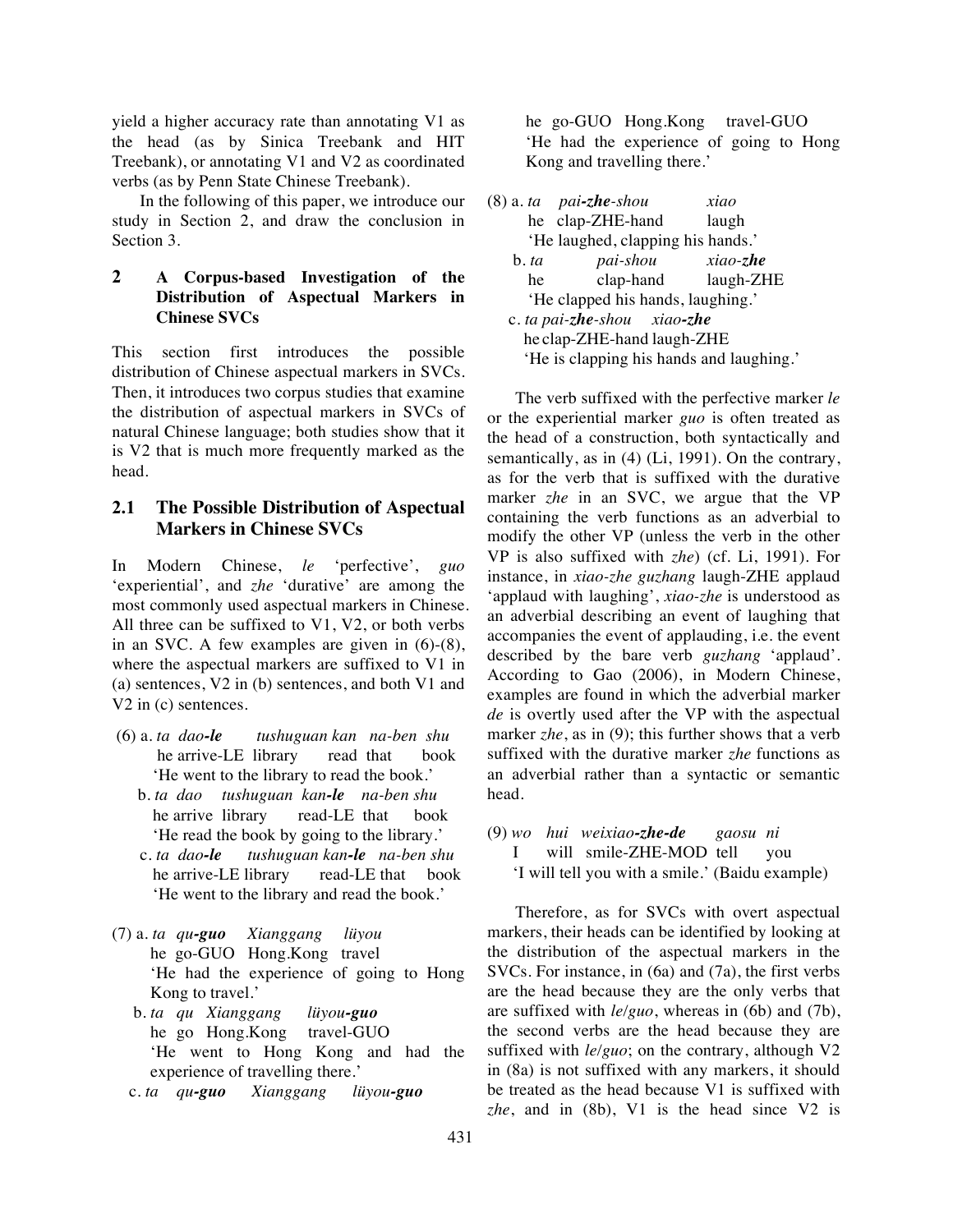yield a higher accuracy rate than annotating V1 as the head (as by Sinica Treebank and HIT Treebank), or annotating V1 and V2 as coordinated verbs (as by Penn State Chinese Treebank).

In the following of this paper, we introduce our study in Section 2, and draw the conclusion in Section 3.

## 2 A Corpus-based Investigation of the Distribution of Aspectual Markers in Chinese SVCs

This section first introduces the possible distribution of Chinese aspectual markers in SVCs. Then, it introduces two corpus studies that examine the distribution of aspectual markers in SVCs of natural Chinese language; both studies show that it is V2 that is much more frequently marked as the head.

### 2.1 The Possible Distribution of Aspectual Markers in Chinese SVCs

In Modern Chinese, *le* 'perfective', *guo* 'experiential', and *zhe* 'durative' are among the most commonly used aspectual markers in Chinese. All three can be suffixed to V1, V2, or both verbs in an SVC. A few examples are given in (6)-(8), where the aspectual markers are suffixed to V1 in (a) sentences, V2 in (b) sentences, and both V1 and V2 in (c) sentences.

(6) a. *ta dao-**le** tushuguan kan na-ben shu*
he arrive-LE library read that book
'He went to the library to read the book.'

b. *ta dao tushuguan kan-**le** na-ben shu*
he arrive library read-LE that book
'He read the book by going to the library.'

c. *ta dao-**le** tushuguan kan-**le** na-ben shu*
he arrive-LE library read-LE that book
'He went to the library and read the book.'

(7) a. *ta qu-**guo** Xianggang lüyou*
he go-GUO Hong.Kong travel
'He had the experience of going to Hong Kong to travel.'

b. *ta qu Xianggang lüyou-**guo***
he go Hong.Kong travel-GUO
'He went to Hong Kong and had the experience of travelling there.'

c. *ta qu-**guo** Xianggang lüyou-**guo***
he go-GUO Hong.Kong travel-GUO
'He had the experience of going to Hong Kong and travelling there.'

(8) a. *ta pai-**zhe**-shou xiao*
he clap-ZHE-hand laugh
'He laughed, clapping his hands.'

b. *ta pai-shou xiao-**zhe***
he clap-hand laugh-ZHE
'He clapped his hands, laughing.'

c. *ta pai-**zhe**-shou xiao-**zhe***
he clap-ZHE-hand laugh-ZHE
'He is clapping his hands and laughing.'

The verb suffixed with the perfective marker *le* or the experiential marker *guo* is often treated as the head of a construction, both syntactically and semantically, as in (4) (Li, 1991). On the contrary, as for the verb that is suffixed with the durative marker *zhe* in an SVC, we argue that the VP containing the verb functions as an adverbial to modify the other VP (unless the verb in the other VP is also suffixed with *zhe*) (cf. Li, 1991). For instance, in *xiao-zhe guzhang* laugh-ZHE applaud 'applaud with laughing', *xiao-zhe* is understood as an adverbial describing an event of laughing that accompanies the event of applauding, i.e. the event described by the bare verb *guzhang* 'applaud'. According to Gao (2006), in Modern Chinese, examples are found in which the adverbial marker *de* is overtly used after the VP with the aspectual marker *zhe*, as in (9); this further shows that a verb suffixed with the durative marker *zhe* functions as an adverbial rather than a syntactic or semantic head.

(9) *wo hui weixiao-**zhe-de** gaosu ni*
I will smile-ZHE-MOD tell you
'I will tell you with a smile.' (Baidu example)

Therefore, as for SVCs with overt aspectual markers, their heads can be identified by looking at the distribution of the aspectual markers in the SVCs. For instance, in (6a) and (7a), the first verbs are the head because they are the only verbs that are suffixed with *le*/*guo*, whereas in (6b) and (7b), the second verbs are the head because they are suffixed with *le*/*guo*; on the contrary, although V2 in (8a) is not suffixed with any markers, it should be treated as the head because V1 is suffixed with *zhe*, and in (8b), V1 is the head since V2 is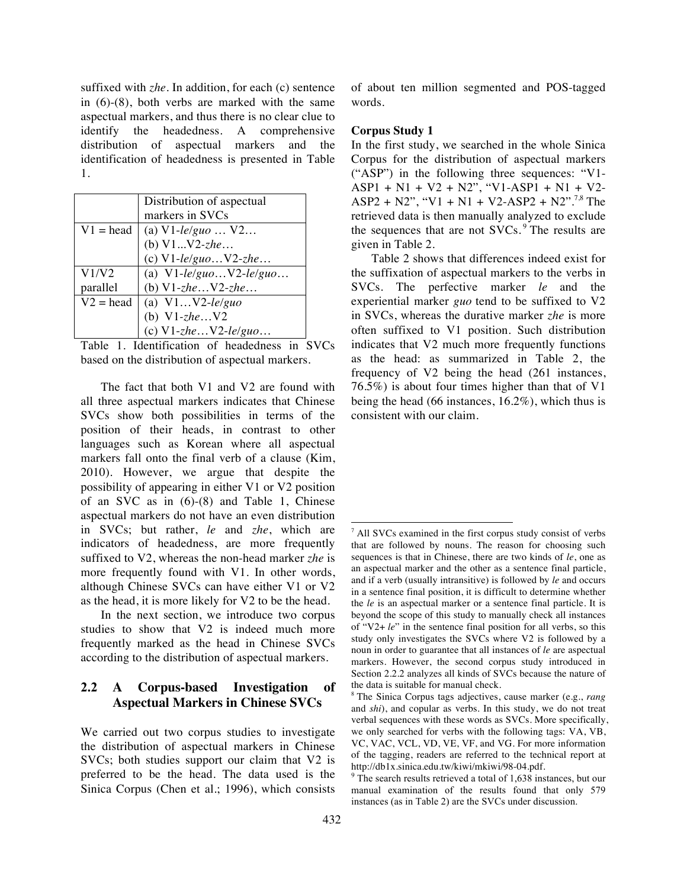suffixed with *zhe*. In addition, for each (c) sentence in (6)-(8), both verbs are marked with the same aspectual markers, and thus there is no clear clue to identify the headedness. A comprehensive distribution of aspectual markers and the identification of headedness is presented in Table 1.

| | Distribution of aspectual markers in SVCs |
|---|---|
| V1 = head | (a) V1-*le*/*guo* … V2…<br>(b) V1...V2-*zhe*…<br>(c) V1-*le*/*guo*…V2-*zhe*… |
| V1/V2 parallel | (a) V1-*le*/*guo*…V2-*le*/*guo*…<br>(b) V1-*zhe*…V2-*zhe*… |
| V2 = head | (a) V1…V2-*le*/*guo*<br>(b) V1-*zhe*…V2<br>(c) V1-*zhe*…V2-*le*/*guo*… |

Table 1. Identification of headedness in SVCs based on the distribution of aspectual markers.

The fact that both V1 and V2 are found with all three aspectual markers indicates that Chinese SVCs show both possibilities in terms of the position of their heads, in contrast to other languages such as Korean where all aspectual markers fall onto the final verb of a clause (Kim, 2010). However, we argue that despite the possibility of appearing in either V1 or V2 position of an SVC as in (6)-(8) and Table 1, Chinese aspectual markers do not have an even distribution in SVCs; but rather, *le* and *zhe*, which are indicators of headedness, are more frequently suffixed to V2, whereas the non-head marker *zhe* is more frequently found with V1. In other words, although Chinese SVCs can have either V1 or V2 as the head, it is more likely for V2 to be the head.

In the next section, we introduce two corpus studies to show that V2 is indeed much more frequently marked as the head in Chinese SVCs according to the distribution of aspectual markers.

## 2.2 A Corpus-based Investigation of Aspectual Markers in Chinese SVCs

We carried out two corpus studies to investigate the distribution of aspectual markers in Chinese SVCs; both studies support our claim that V2 is preferred to be the head. The data used is the Sinica Corpus (Chen et al.; 1996), which consists of about ten million segmented and POS-tagged words.

**Corpus Study 1**

In the first study, we searched in the whole Sinica Corpus for the distribution of aspectual markers ("ASP") in the following three sequences: "V1-ASP1 + N1 + V2 + N2", "V1-ASP1 + N1 + V2-ASP2 + N2", "V1 + N1 + V2-ASP2 + N2".[7,8] The retrieved data is then manually analyzed to exclude the sequences that are not SVCs.[9] The results are given in Table 2.

Table 2 shows that differences indeed exist for the suffixation of aspectual markers to the verbs in SVCs. The perfective marker *le* and the experiential marker *guo* tend to be suffixed to V2 in SVCs, whereas the durative marker *zhe* is more often suffixed to V1 position. Such distribution indicates that V2 much more frequently functions as the head: as summarized in Table 2, the frequency of V2 being the head (261 instances, 76.5%) is about four times higher than that of V1 being the head (66 instances, 16.2%), which thus is consistent with our claim.

---

[7] All SVCs examined in the first corpus study consist of verbs that are followed by nouns. The reason for choosing such sequences is that in Chinese, there are two kinds of *le*, one as an aspectual marker and the other as a sentence final particle, and if a verb (usually intransitive) is followed by *le* and occurs in a sentence final position, it is difficult to determine whether the *le* is an aspectual marker or a sentence final particle. It is beyond the scope of this study to manually check all instances of "V2+ *le*" in the sentence final position for all verbs, so this study only investigates the SVCs where V2 is followed by a noun in order to guarantee that all instances of *le* are aspectual markers. However, the second corpus study introduced in Section 2.2.2 analyzes all kinds of SVCs because the nature of the data is suitable for manual check.

[8] The Sinica Corpus tags adjectives, cause marker (e.g., *rang* and *shi*), and copular as verbs. In this study, we do not treat verbal sequences with these words as SVCs. More specifically, we only searched for verbs with the following tags: VA, VB, VC, VAC, VCL, VD, VE, VF, and VG. For more information of the tagging, readers are referred to the technical report at http://db1x.sinica.edu.tw/kiwi/mkiwi/98-04.pdf.

[9] The search results retrieved a total of 1,638 instances, but our manual examination of the results found that only 579 instances (as in Table 2) are the SVCs under discussion.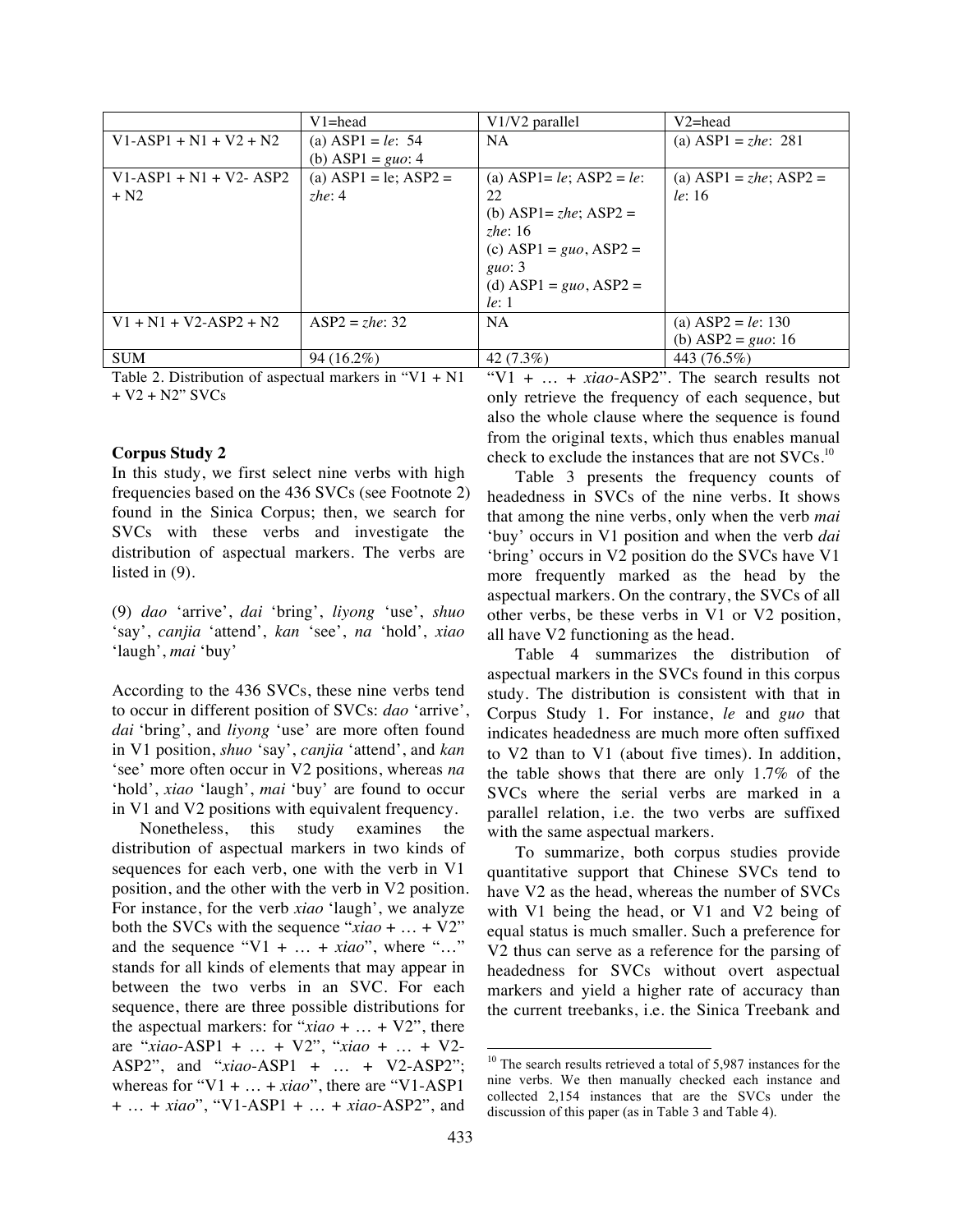| | V1=head | V1/V2 parallel | V2=head |
|---|---|---|---|
| V1-ASP1 + N1 + V2 + N2 | (a) ASP1 = *le*: 54<br>(b) ASP1 = *guo*: 4 | NA | (a) ASP1 = *zhe*: 281 |
| V1-ASP1 + N1 + V2- ASP2 + N2 | (a) ASP1 = le; ASP2 = *zhe*: 4 | (a) ASP1= *le*; ASP2 = *le*: 22<br>(b) ASP1= *zhe*; ASP2 = *zhe*: 16<br>(c) ASP1 = *guo*, ASP2 = *guo*: 3<br>(d) ASP1 = *guo*, ASP2 = *le*: 1 | (a) ASP1 = *zhe*; ASP2 = *le*: 16 |
| V1 + N1 + V2-ASP2 + N2 | ASP2 = *zhe*: 32 | NA | (a) ASP2 = *le*: 130<br>(b) ASP2 = *guo*: 16 |
| SUM | 94 (16.2%) | 42 (7.3%) | 443 (76.5%) |

Table 2. Distribution of aspectual markers in "V1 + N1 + V2 + N2" SVCs

**Corpus Study 2**

In this study, we first select nine verbs with high frequencies based on the 436 SVCs (see Footnote 2) found in the Sinica Corpus; then, we search for SVCs with these verbs and investigate the distribution of aspectual markers. The verbs are listed in (9).

(9) *dao* 'arrive', *dai* 'bring', *liyong* 'use', *shuo* 'say', *canjia* 'attend', *kan* 'see', *na* 'hold', *xiao* 'laugh', *mai* 'buy'

According to the 436 SVCs, these nine verbs tend to occur in different position of SVCs: *dao* 'arrive', *dai* 'bring', and *liyong* 'use' are more often found in V1 position, *shuo* 'say', *canjia* 'attend', and *kan* 'see' more often occur in V2 positions, whereas *na* 'hold', *xiao* 'laugh', *mai* 'buy' are found to occur in V1 and V2 positions with equivalent frequency.

Nonetheless, this study examines the distribution of aspectual markers in two kinds of sequences for each verb, one with the verb in V1 position, and the other with the verb in V2 position. For instance, for the verb *xiao* 'laugh', we analyze both the SVCs with the sequence "*xiao* + … + V2" and the sequence "V1 + … + *xiao*", where "…" stands for all kinds of elements that may appear in between the two verbs in an SVC. For each sequence, there are three possible distributions for the aspectual markers: for "*xiao* + … + V2", there are "*xiao*-ASP1 + … + V2", "*xiao* + … + V2-ASP2", and "*xiao*-ASP1 + … + V2-ASP2"; whereas for "V1 + … + *xiao*", there are "V1-ASP1 + … + *xiao*", "V1-ASP1 + … + *xiao*-ASP2", and "V1 + … + *xiao*-ASP2". The search results not only retrieve the frequency of each sequence, but also the whole clause where the sequence is found from the original texts, which thus enables manual check to exclude the instances that are not SVCs.[10]

Table 3 presents the frequency counts of headedness in SVCs of the nine verbs. It shows that among the nine verbs, only when the verb *mai* 'buy' occurs in V1 position and when the verb *dai* 'bring' occurs in V2 position do the SVCs have V1 more frequently marked as the head by the aspectual markers. On the contrary, the SVCs of all other verbs, be these verbs in V1 or V2 position, all have V2 functioning as the head.

Table 4 summarizes the distribution of aspectual markers in the SVCs found in this corpus study. The distribution is consistent with that in Corpus Study 1. For instance, *le* and *guo* that indicates headedness are much more often suffixed to V2 than to V1 (about five times). In addition, the table shows that there are only 1.7% of the SVCs where the serial verbs are marked in a parallel relation, i.e. the two verbs are suffixed with the same aspectual markers.

To summarize, both corpus studies provide quantitative support that Chinese SVCs tend to have V2 as the head, whereas the number of SVCs with V1 being the head, or V1 and V2 being of equal status is much smaller. Such a preference for V2 thus can serve as a reference for the parsing of headedness for SVCs without overt aspectual markers and yield a higher rate of accuracy than the current treebanks, i.e. the Sinica Treebank and

[10] The search results retrieved a total of 5,987 instances for the nine verbs. We then manually checked each instance and collected 2,154 instances that are the SVCs under the discussion of this paper (as in Table 3 and Table 4).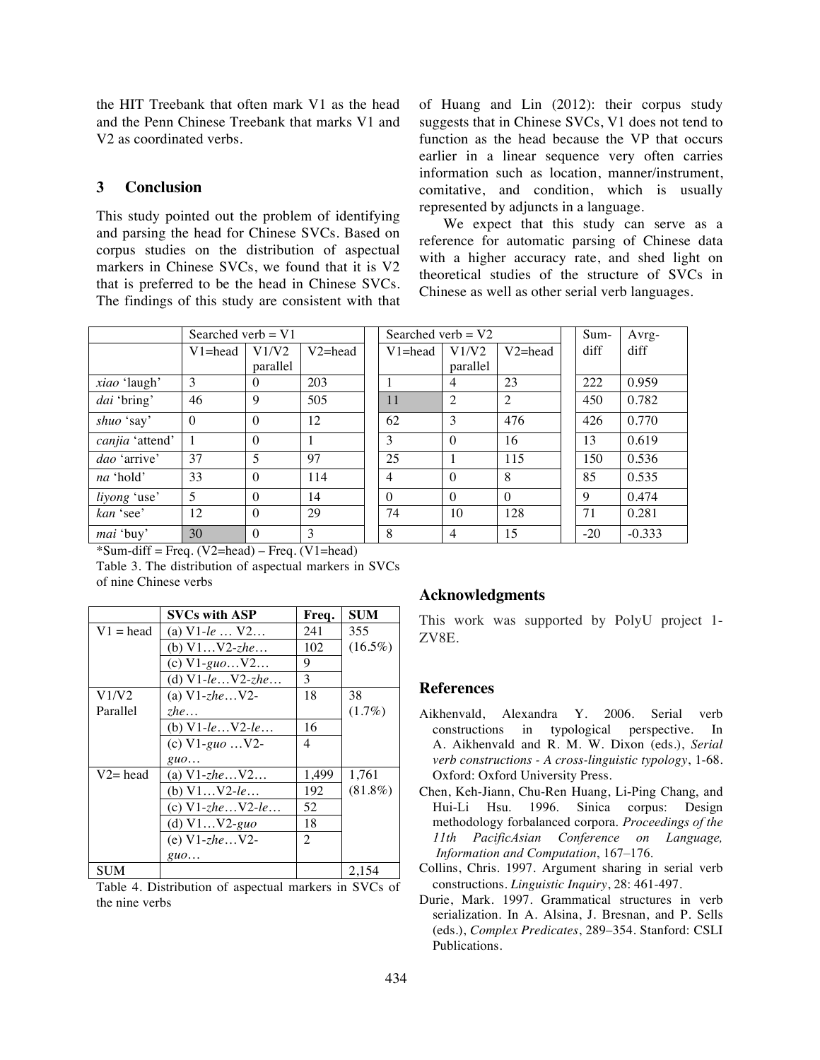the HIT Treebank that often mark V1 as the head and the Penn Chinese Treebank that marks V1 and V2 as coordinated verbs.

## 3 Conclusion

This study pointed out the problem of identifying and parsing the head for Chinese SVCs. Based on corpus studies on the distribution of aspectual markers in Chinese SVCs, we found that it is V2 that is preferred to be the head in Chinese SVCs. The findings of this study are consistent with that of Huang and Lin (2012): their corpus study suggests that in Chinese SVCs, V1 does not tend to function as the head because the VP that occurs earlier in a linear sequence very often carries information such as location, manner/instrument, comitative, and condition, which is usually represented by adjuncts in a language.

We expect that this study can serve as a reference for automatic parsing of Chinese data with a higher accuracy rate, and shed light on theoretical studies of the structure of SVCs in Chinese as well as other serial verb languages.

| | Searched verb = V1 | | | | Searched verb = V2 | | | | Sum-diff | Avrg-diff |
|---|---|---|---|---|---|---|---|---|---|---|
| | V1=head | V1/V2 parallel | V2=head | | V1=head | V1/V2 parallel | V2=head | | | |
| *xiao* 'laugh' | 3 | 0 | 203 | | 1 | 4 | 23 | | 222 | 0.959 |
| *dai* 'bring' | 46 | 9 | 505 | | 11 | 2 | 2 | | 450 | 0.782 |
| *shuo* 'say' | 0 | 0 | 12 | | 62 | 3 | 476 | | 426 | 0.770 |
| *canjia* 'attend' | 1 | 0 | 1 | | 3 | 0 | 16 | | 13 | 0.619 |
| *dao* 'arrive' | 37 | 5 | 97 | | 25 | 1 | 115 | | 150 | 0.536 |
| *na* 'hold' | 33 | 0 | 114 | | 4 | 0 | 8 | | 85 | 0.535 |
| *liyong* 'use' | 5 | 0 | 14 | | 0 | 0 | 0 | | 9 | 0.474 |
| *kan* 'see' | 12 | 0 | 29 | | 74 | 10 | 128 | | 71 | 0.281 |
| *mai* 'buy' | 30 | 0 | 3 | | 8 | 4 | 15 | | -20 | -0.333 |

*Sum-diff = Freq. (V2=head) – Freq. (V1=head)

Table 3. The distribution of aspectual markers in SVCs of nine Chinese verbs

| | SVCs with ASP | Freq. | SUM |
|---|---|---|---|
| V1 = head | (a) V1-*le* … V2… | 241 | 355 (16.5%) |
| | (b) V1…V2-*zhe*… | 102 | |
| | (c) V1-*guo*…V2… | 9 | |
| | (d) V1-*le*…V2-*zhe*… | 3 | |
| V1/V2 Parallel | (a) V1-*zhe*…V2-*zhe*… | 18 | 38 (1.7%) |
| | (b) V1-*le*…V2-*le*… | 16 | |
| | (c) V1-*guo* …V2-*guo*… | 4 | |
| V2= head | (a) V1-*zhe*…V2… | 1,499 | 1,761 (81.8%) |
| | (b) V1…V2-*le*… | 192 | |
| | (c) V1-*zhe*…V2-*le*… | 52 | |
| | (d) V1…V2-*guo* | 18 | |
| | (e) V1-*zhe*…V2-*guo*… | 2 | |
| SUM | | | 2,154 |

Table 4. Distribution of aspectual markers in SVCs of the nine verbs

## Acknowledgments

This work was supported by PolyU project 1-ZV8E.

## References

Aikhenvald, Alexandra Y. 2006. Serial verb constructions in typological perspective. In A. Aikhenvald and R. M. W. Dixon (eds.), *Serial verb constructions - A cross-linguistic typology*, 1-68. Oxford: Oxford University Press.

Chen, Keh-Jiann, Chu-Ren Huang, Li-Ping Chang, and Hui-Li Hsu. 1996. Sinica corpus: Design methodology forbalanced corpora. *Proceedings of the 11th PacificAsian Conference on Language, Information and Computation*, 167–176.

Collins, Chris. 1997. Argument sharing in serial verb constructions. *Linguistic Inquiry*, 28: 461-497.

Durie, Mark. 1997. Grammatical structures in verb serialization. In A. Alsina, J. Bresnan, and P. Sells (eds.), *Complex Predicates*, 289–354. Stanford: CSLI Publications.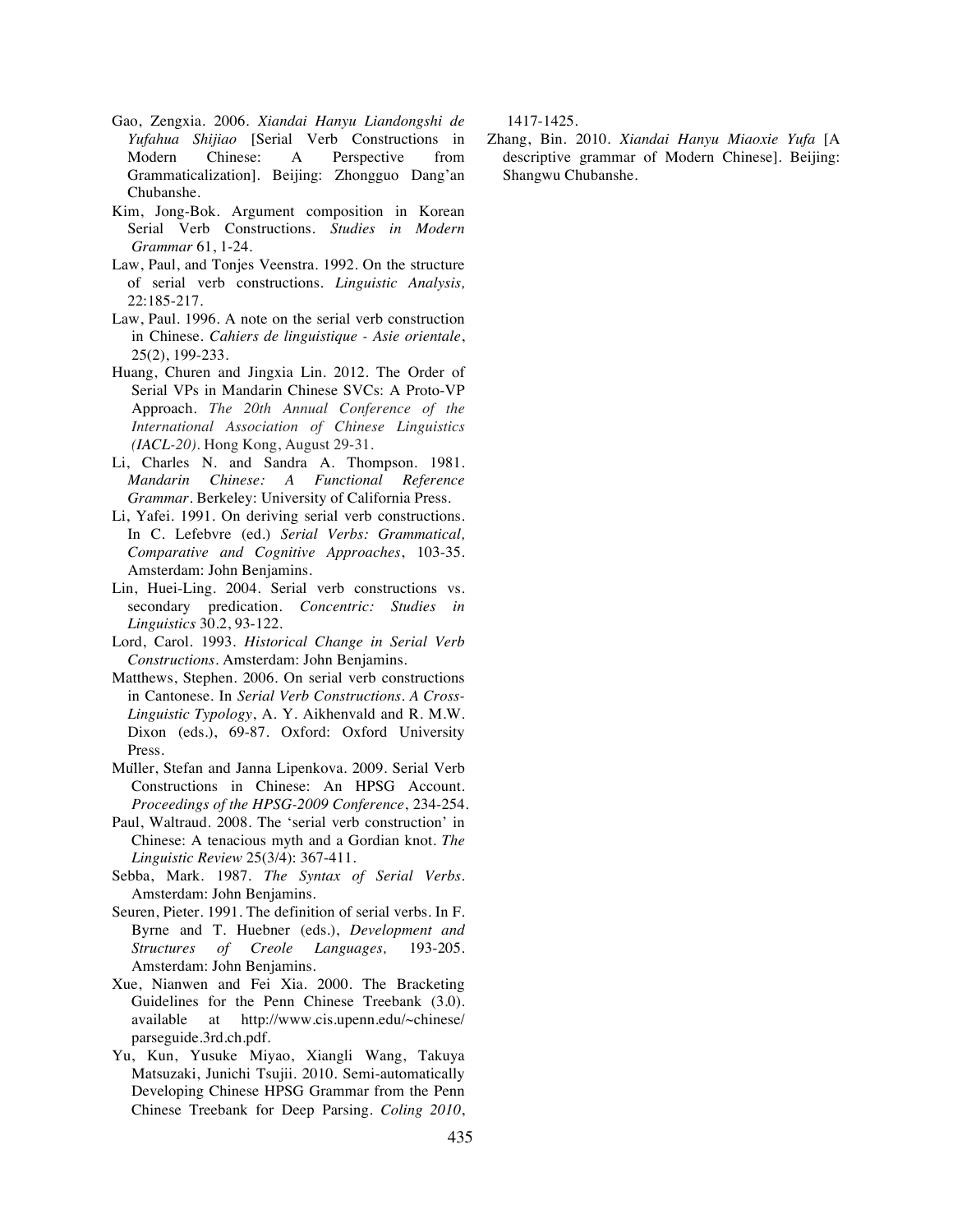Gao, Zengxia. 2006. *Xiandai Hanyu Liandongshi de Yufahua Shijiao* [Serial Verb Constructions in Modern Chinese: A Perspective from Grammaticalization]. Beijing: Zhongguo Dang'an Chubanshe.

Kim, Jong-Bok. Argument composition in Korean Serial Verb Constructions. *Studies in Modern Grammar* 61, 1-24.

Law, Paul, and Tonjes Veenstra. 1992. On the structure of serial verb constructions. *Linguistic Analysis,* 22:185-217.

Law, Paul. 1996. A note on the serial verb construction in Chinese. *Cahiers de linguistique - Asie orientale*, 25(2), 199-233.

Huang, Churen and Jingxia Lin. 2012. The Order of Serial VPs in Mandarin Chinese SVCs: A Proto-VP Approach. *The 20th Annual Conference of the International Association of Chinese Linguistics (IACL-20)*. Hong Kong, August 29-31.

Li, Charles N. and Sandra A. Thompson. 1981. *Mandarin Chinese: A Functional Reference Grammar*. Berkeley: University of California Press.

Li, Yafei. 1991. On deriving serial verb constructions. In C. Lefebvre (ed.) *Serial Verbs: Grammatical, Comparative and Cognitive Approaches*, 103-35. Amsterdam: John Benjamins.

Lin, Huei-Ling. 2004. Serial verb constructions vs. secondary predication. *Concentric: Studies in Linguistics* 30.2, 93-122.

Lord, Carol. 1993. *Historical Change in Serial Verb Constructions*. Amsterdam: John Benjamins.

Matthews, Stephen. 2006. On serial verb constructions in Cantonese. In *Serial Verb Constructions. A Cross-Linguistic Typology*, A. Y. Aikhenvald and R. M.W. Dixon (eds.), 69-87. Oxford: Oxford University Press.

Müller, Stefan and Janna Lipenkova. 2009. Serial Verb Constructions in Chinese: An HPSG Account. *Proceedings of the HPSG-2009 Conference*, 234-254.

Paul, Waltraud. 2008. The 'serial verb construction' in Chinese: A tenacious myth and a Gordian knot. *The Linguistic Review* 25(3/4): 367-411.

Sebba, Mark. 1987. *The Syntax of Serial Verbs*. Amsterdam: John Benjamins.

Seuren, Pieter. 1991. The definition of serial verbs. In F. Byrne and T. Huebner (eds.), *Development and Structures of Creole Languages,* 193-205. Amsterdam: John Benjamins.

Xue, Nianwen and Fei Xia. 2000. The Bracketing Guidelines for the Penn Chinese Treebank (3.0). available at http://www.cis.upenn.edu/~chinese/parseguide.3rd.ch.pdf.

Yu, Kun, Yusuke Miyao, Xiangli Wang, Takuya Matsuzaki, Junichi Tsujii. 2010. Semi-automatically Developing Chinese HPSG Grammar from the Penn Chinese Treebank for Deep Parsing. *Coling 2010*, 1417-1425.

Zhang, Bin. 2010. *Xiandai Hanyu Miaoxie Yufa* [A descriptive grammar of Modern Chinese]. Beijing: Shangwu Chubanshe.